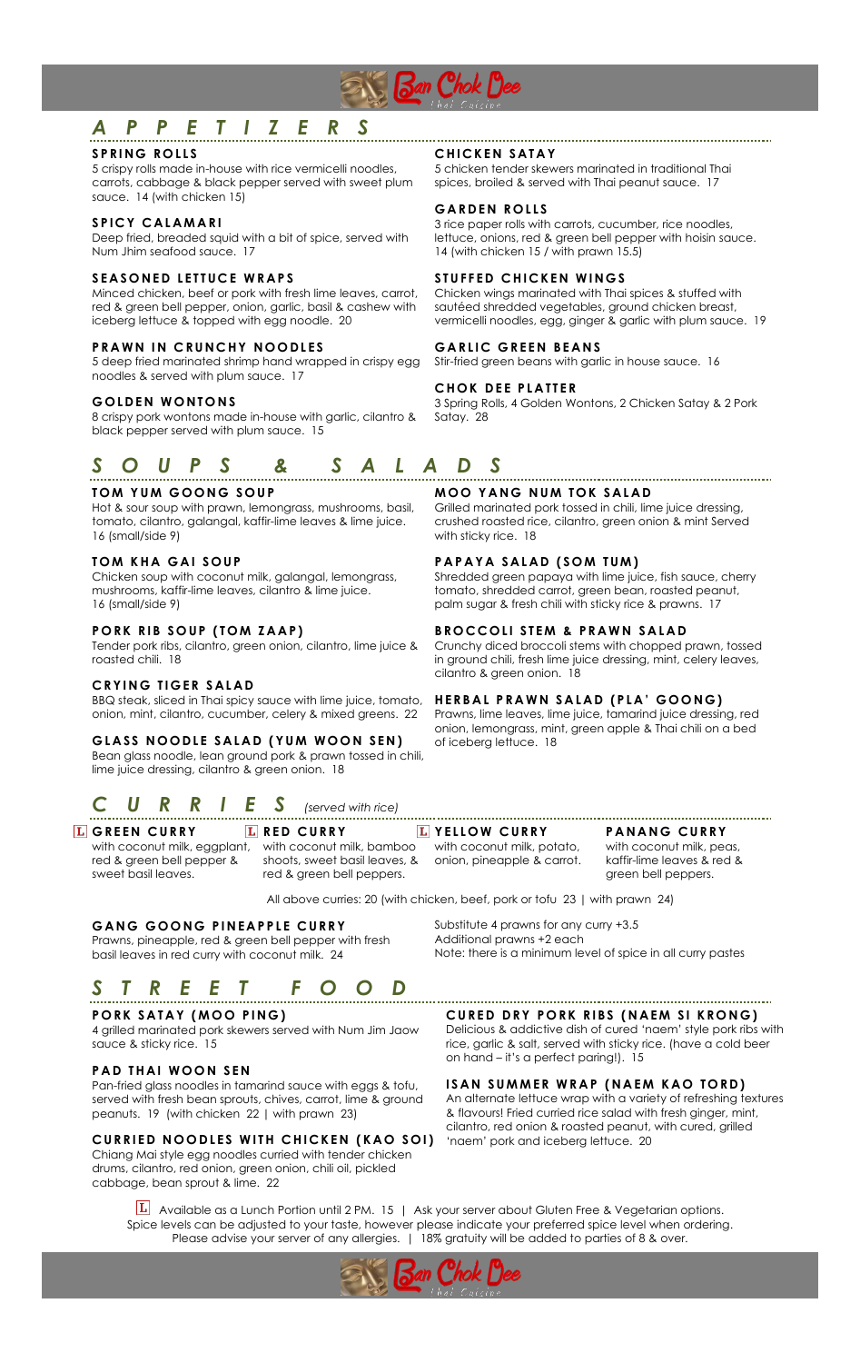# Ban Chok Dee

Thai Cuisine

## APPETIZERS

### SPRING ROLLS
5 crispy rolls made in-house with rice vermicelli noodles, carrots, cabbage & black pepper served with sweet plum sauce. 14 (with chicken 15)

### SPICY CALAMARI
Deep fried, breaded squid with a bit of spice, served with Num Jhim seafood sauce. 17

### SEASONED LETTUCE WRAPS
Minced chicken, beef or pork with fresh lime leaves, carrot, red & green bell pepper, onion, garlic, basil & cashew with iceberg lettuce & topped with egg noodle. 20

### PRAWN IN CRUNCHY NOODLES
5 deep fried marinated shrimp hand wrapped in crispy egg noodles & served with plum sauce. 17

### GOLDEN WONTONS
8 crispy pork wontons made in-house with garlic, cilantro & black pepper served with plum sauce. 15

### CHICKEN SATAY
5 chicken tender skewers marinated in traditional Thai spices, broiled & served with Thai peanut sauce. 17

### GARDEN ROLLS
3 rice paper rolls with carrots, cucumber, rice noodles, lettuce, onions, red & green bell pepper with hoisin sauce. 14 (with chicken 15 / with prawn 15.5)

### STUFFED CHICKEN WINGS
Chicken wings marinated with Thai spices & stuffed with sautéed shredded vegetables, ground chicken breast, vermicelli noodles, egg, ginger & garlic with plum sauce. 19

### GARLIC GREEN BEANS
Stir-fried green beans with garlic in house sauce. 16

### CHOK DEE PLATTER
3 Spring Rolls, 4 Golden Wontons, 2 Chicken Satay & 2 Pork Satay. 28

## SOUPS & SALADS

### TOM YUM GOONG SOUP
Hot & sour soup with prawn, lemongrass, mushrooms, basil, tomato, cilantro, galangal, kaffir-lime leaves & lime juice. 16 (small/side 9)

### TOM KHA GAI SOUP
Chicken soup with coconut milk, galangal, lemongrass, mushrooms, kaffir-lime leaves, cilantro & lime juice. 16 (small/side 9)

### PORK RIB SOUP (TOM ZAAP)
Tender pork ribs, cilantro, green onion, cilantro, lime juice & roasted chili. 18

### CRYING TIGER SALAD
BBQ steak, sliced in Thai spicy sauce with lime juice, tomato, onion, mint, cilantro, cucumber, celery & mixed greens. 22

### GLASS NOODLE SALAD (YUM WOON SEN)
Bean glass noodle, lean ground pork & prawn tossed in chili, lime juice dressing, cilantro & green onion. 18

### MOO YANG NUM TOK SALAD
Grilled marinated pork tossed in chili, lime juice dressing, crushed roasted rice, cilantro, green onion & mint Served with sticky rice. 18

### PAPAYA SALAD (SOM TUM)
Shredded green papaya with lime juice, fish sauce, cherry tomato, shredded carrot, green bean, roasted peanut, palm sugar & fresh chili with sticky rice & prawns. 17

### BROCCOLI STEM & PRAWN SALAD
Crunchy diced broccoli stems with chopped prawn, tossed in ground chili, fresh lime juice dressing, mint, celery leaves, cilantro & green onion. 18

### HERBAL PRAWN SALAD (PLA' GOONG)
Prawns, lime leaves, lime juice, tamarind juice dressing, red onion, lemongrass, mint, green apple & Thai chili on a bed of iceberg lettuce. 18

## CURRIES *(served with rice)*

### L GREEN CURRY
with coconut milk, eggplant, red & green bell pepper & sweet basil leaves.

### L RED CURRY
with coconut milk, bamboo shoots, sweet basil leaves, & red & green bell peppers.

### L YELLOW CURRY
with coconut milk, potato, onion, pineapple & carrot.

### PANANG CURRY
with coconut milk, peas, kaffir-lime leaves & red & green bell peppers.

All above curries: 20 (with chicken, beef, pork or tofu 23 | with prawn 24)

### GANG GOONG PINEAPPLE CURRY
Prawns, pineapple, red & green bell pepper with fresh basil leaves in red curry with coconut milk. 24

Substitute 4 prawns for any curry +3.5
Additional prawns +2 each
Note: there is a minimum level of spice in all curry pastes

## STREET FOOD

### PORK SATAY (MOO PING)
4 grilled marinated pork skewers served with Num Jim Jaow sauce & sticky rice. 15

### PAD THAI WOON SEN
Pan-fried glass noodles in tamarind sauce with eggs & tofu, served with fresh bean sprouts, chives, carrot, lime & ground peanuts. 19 (with chicken 22 | with prawn 23)

### CURRIED NOODLES WITH CHICKEN (KAO SOI)
Chiang Mai style egg noodles curried with tender chicken drums, cilantro, red onion, green onion, chili oil, pickled cabbage, bean sprout & lime. 22

### CURED DRY PORK RIBS (NAEM SI KRONG)
Delicious & addictive dish of cured 'naem' style pork ribs with rice, garlic & salt, served with sticky rice. (have a cold beer on hand – it's a perfect paring!). 15

### ISAN SUMMER WRAP (NAEM KAO TORD)
An alternate lettuce wrap with a variety of refreshing textures & flavours! Fried curried rice salad with fresh ginger, mint, cilantro, red onion & roasted peanut, with cured, grilled 'naem' pork and iceberg lettuce. 20

L Available as a Lunch Portion until 2 PM. 15 | Ask your server about Gluten Free & Vegetarian options.
Spice levels can be adjusted to your taste, however please indicate your preferred spice level when ordering.
Please advise your server of any allergies. | 18% gratuity will be added to parties of 8 & over.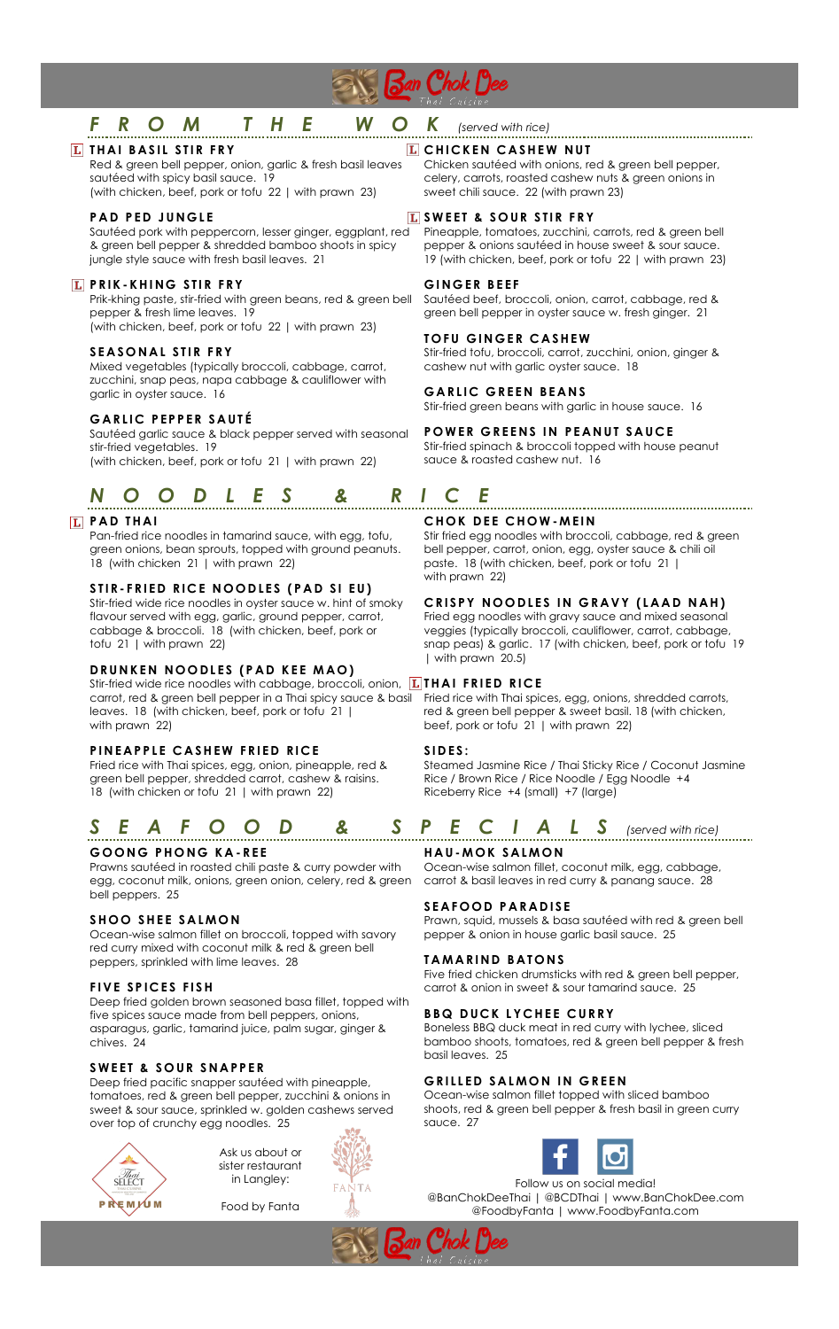# Ban Chok Dee
Thai Cuisine

## FROM THE WOK *(served with rice)*

### [L] THAI BASIL STIR FRY
Red & green bell pepper, onion, garlic & fresh basil leaves sautéed with spicy basil sauce. 19
(with chicken, beef, pork or tofu 22 | with prawn 23)

### PAD PED JUNGLE
Sautéed pork with peppercorn, lesser ginger, eggplant, red & green bell pepper & shredded bamboo shoots in spicy jungle style sauce with fresh basil leaves. 21

### [L] PRIK-KHING STIR FRY
Prik-khing paste, stir-fried with green beans, red & green bell pepper & fresh lime leaves. 19
(with chicken, beef, pork or tofu 22 | with prawn 23)

### SEASONAL STIR FRY
Mixed vegetables (typically broccoli, cabbage, carrot, zucchini, snap peas, napa cabbage & cauliflower with garlic in oyster sauce. 16

### GARLIC PEPPER SAUTÉ
Sautéed garlic sauce & black pepper served with seasonal stir-fried vegetables. 19
(with chicken, beef, pork or tofu 21 | with prawn 22)

### [L] CHICKEN CASHEW NUT
Chicken sautéed with onions, red & green bell pepper, celery, carrots, roasted cashew nuts & green onions in sweet chili sauce. 22 (with prawn 23)

### [L] SWEET & SOUR STIR FRY
Pineapple, tomatoes, zucchini, carrots, red & green bell pepper & onions sautéed in house sweet & sour sauce. 19 (with chicken, beef, pork or tofu 22 | with prawn 23)

### GINGER BEEF
Sautéed beef, broccoli, onion, carrot, cabbage, red & green bell pepper in oyster sauce w. fresh ginger. 21

### TOFU GINGER CASHEW
Stir-fried tofu, broccoli, carrot, zucchini, onion, ginger & cashew nut with garlic oyster sauce. 18

### GARLIC GREEN BEANS
Stir-fried green beans with garlic in house sauce. 16

### POWER GREENS IN PEANUT SAUCE
Stir-fried spinach & broccoli topped with house peanut sauce & roasted cashew nut. 16

## NOODLES & RICE

### [L] PAD THAI
Pan-fried rice noodles in tamarind sauce, with egg, tofu, green onions, bean sprouts, topped with ground peanuts. 18 (with chicken 21 | with prawn 22)

### STIR-FRIED RICE NOODLES (PAD SI EU)
Stir-fried wide rice noodles in oyster sauce w. hint of smoky flavour served with egg, garlic, ground pepper, carrot, cabbage & broccoli. 18 (with chicken, beef, pork or tofu 21 | with prawn 22)

### DRUNKEN NOODLES (PAD KEE MAO)
Stir-fried wide rice noodles with cabbage, broccoli, onion, carrot, red & green bell pepper in a Thai spicy sauce & basil leaves. 18 (with chicken, beef, pork or tofu 21 | with prawn 22)

### PINEAPPLE CASHEW FRIED RICE
Fried rice with Thai spices, egg, onion, pineapple, red & green bell pepper, shredded carrot, cashew & raisins. 18 (with chicken or tofu 21 | with prawn 22)

### CHOK DEE CHOW-MEIN
Stir fried egg noodles with broccoli, cabbage, red & green bell pepper, carrot, onion, egg, oyster sauce & chili oil paste. 18 (with chicken, beef, pork or tofu 21 | with prawn 22)

### CRISPY NOODLES IN GRAVY (LAAD NAH)
Fried egg noodles with gravy sauce and mixed seasonal veggies (typically broccoli, cauliflower, carrot, cabbage, snap peas) & garlic. 17 (with chicken, beef, pork or tofu 19 | with prawn 20.5)

### [L] THAI FRIED RICE
Fried rice with Thai spices, egg, onions, shredded carrots, red & green bell pepper & sweet basil. 18 (with chicken, beef, pork or tofu 21 | with prawn 22)

### SIDES:
Steamed Jasmine Rice / Thai Sticky Rice / Coconut Jasmine Rice / Brown Rice / Rice Noodle / Egg Noodle +4
Riceberry Rice +4 (small) +7 (large)

## SEAFOOD & SPECIALS *(served with rice)*

### GOONG PHONG KA-REE
Prawns sautéed in roasted chili paste & curry powder with egg, coconut milk, onions, green onion, celery, red & green bell peppers. 25

### SHOO SHEE SALMON
Ocean-wise salmon fillet on broccoli, topped with savory red curry mixed with coconut milk & red & green bell peppers, sprinkled with lime leaves. 28

### FIVE SPICES FISH
Deep fried golden brown seasoned basa fillet, topped with five spices sauce made from bell peppers, onions, asparagus, garlic, tamarind juice, palm sugar, ginger & chives. 24

### SWEET & SOUR SNAPPER
Deep fried pacific snapper sautéed with pineapple, tomatoes, red & green bell pepper, zucchini & onions in sweet & sour sauce, sprinkled w. golden cashews served over top of crunchy egg noodles. 25

### HAU-MOK SALMON
Ocean-wise salmon fillet, coconut milk, egg, cabbage, carrot & basil leaves in red curry & panang sauce. 28

### SEAFOOD PARADISE
Prawn, squid, mussels & basa sautéed with red & green bell pepper & onion in house garlic basil sauce. 25

### TAMARIND BATONS
Five fried chicken drumsticks with red & green bell pepper, carrot & onion in sweet & sour tamarind sauce. 25

### BBQ DUCK LYCHEE CURRY
Boneless BBQ duck meat in red curry with lychee, sliced bamboo shoots, tomatoes, red & green bell pepper & fresh basil leaves. 25

### GRILLED SALMON IN GREEN
Ocean-wise salmon fillet topped with sliced bamboo shoots, red & green bell pepper & fresh basil in green curry sauce. 27

Thai Select PREMIUM

Ask us about or sister restaurant in Langley:

Food by Fanta

FANTA

Follow us on social media!
@BanChokDeeThai | @BCDThai | www.BanChokDee.com
@FoodbyFanta | www.FoodbyFanta.com

Ban Chok Dee
Thai Cuisine